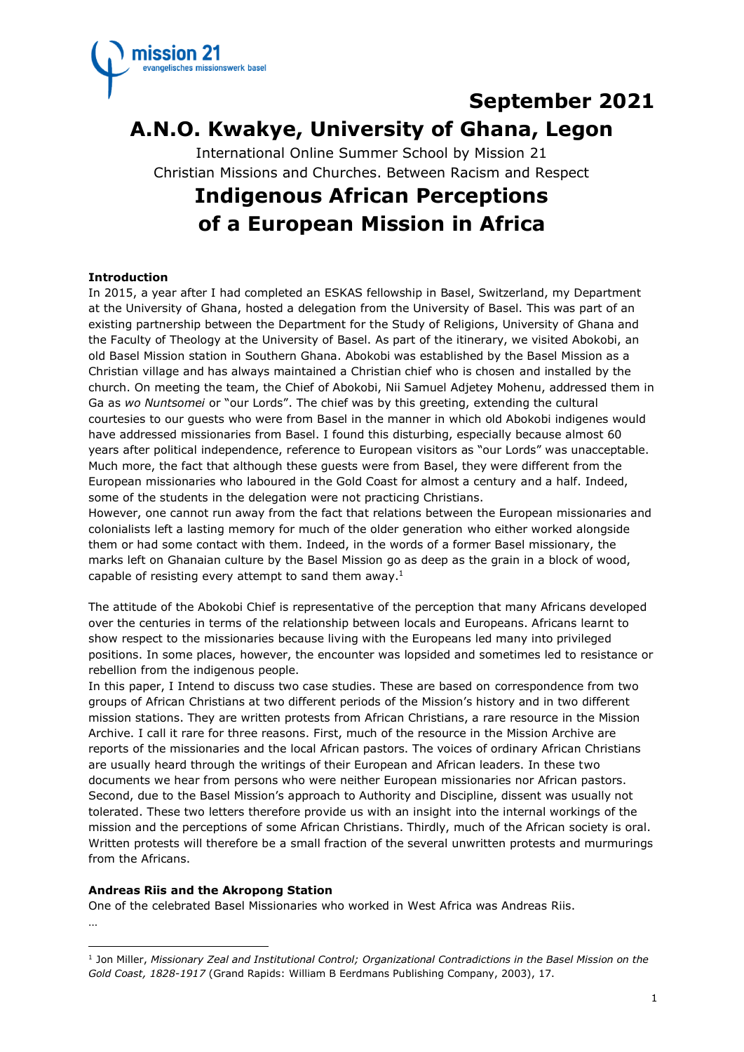mission 21
evangelisches missionswerk basel

**September 2021**

# A.N.O. Kwakye, University of Ghana, Legon

International Online Summer School by Mission 21
Christian Missions and Churches. Between Racism and Respect

# Indigenous African Perceptions of a European Mission in Africa

**Introduction**

In 2015, a year after I had completed an ESKAS fellowship in Basel, Switzerland, my Department at the University of Ghana, hosted a delegation from the University of Basel. This was part of an existing partnership between the Department for the Study of Religions, University of Ghana and the Faculty of Theology at the University of Basel. As part of the itinerary, we visited Abokobi, an old Basel Mission station in Southern Ghana. Abokobi was established by the Basel Mission as a Christian village and has always maintained a Christian chief who is chosen and installed by the church. On meeting the team, the Chief of Abokobi, Nii Samuel Adjetey Mohenu, addressed them in Ga as *wo Nuntsomei* or "our Lords". The chief was by this greeting, extending the cultural courtesies to our guests who were from Basel in the manner in which old Abokobi indigenes would have addressed missionaries from Basel. I found this disturbing, especially because almost 60 years after political independence, reference to European visitors as "our Lords" was unacceptable. Much more, the fact that although these guests were from Basel, they were different from the European missionaries who laboured in the Gold Coast for almost a century and a half. Indeed, some of the students in the delegation were not practicing Christians.
However, one cannot run away from the fact that relations between the European missionaries and colonialists left a lasting memory for much of the older generation who either worked alongside them or had some contact with them. Indeed, in the words of a former Basel missionary, the marks left on Ghanaian culture by the Basel Mission go as deep as the grain in a block of wood, capable of resisting every attempt to sand them away.[1]

The attitude of the Abokobi Chief is representative of the perception that many Africans developed over the centuries in terms of the relationship between locals and Europeans. Africans learnt to show respect to the missionaries because living with the Europeans led many into privileged positions. In some places, however, the encounter was lopsided and sometimes led to resistance or rebellion from the indigenous people.
In this paper, I Intend to discuss two case studies. These are based on correspondence from two groups of African Christians at two different periods of the Mission's history and in two different mission stations. They are written protests from African Christians, a rare resource in the Mission Archive. I call it rare for three reasons. First, much of the resource in the Mission Archive are reports of the missionaries and the local African pastors. The voices of ordinary African Christians are usually heard through the writings of their European and African leaders. In these two documents we hear from persons who were neither European missionaries nor African pastors. Second, due to the Basel Mission's approach to Authority and Discipline, dissent was usually not tolerated. These two letters therefore provide us with an insight into the internal workings of the mission and the perceptions of some African Christians. Thirdly, much of the African society is oral. Written protests will therefore be a small fraction of the several unwritten protests and murmurings from the Africans.

**Andreas Riis and the Akropong Station**

One of the celebrated Basel Missionaries who worked in West Africa was Andreas Riis.

…

[1] Jon Miller, *Missionary Zeal and Institutional Control; Organizational Contradictions in the Basel Mission on the Gold Coast, 1828-1917* (Grand Rapids: William B Eerdmans Publishing Company, 2003), 17.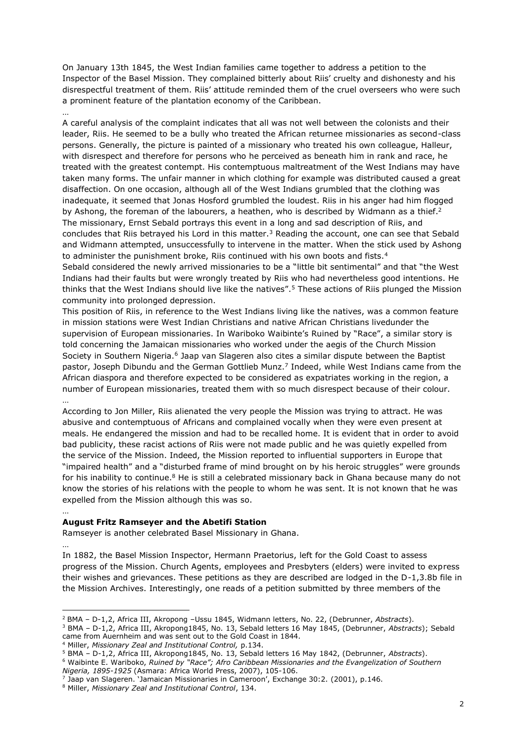On January 13th 1845, the West Indian families came together to address a petition to the Inspector of the Basel Mission. They complained bitterly about Riis' cruelty and dishonesty and his disrespectful treatment of them. Riis' attitude reminded them of the cruel overseers who were such a prominent feature of the plantation economy of the Caribbean.

…

A careful analysis of the complaint indicates that all was not well between the colonists and their leader, Riis. He seemed to be a bully who treated the African returnee missionaries as second-class persons. Generally, the picture is painted of a missionary who treated his own colleague, Halleur, with disrespect and therefore for persons who he perceived as beneath him in rank and race, he treated with the greatest contempt. His contemptuous maltreatment of the West Indians may have taken many forms. The unfair manner in which clothing for example was distributed caused a great disaffection. On one occasion, although all of the West Indians grumbled that the clothing was inadequate, it seemed that Jonas Hosford grumbled the loudest. Riis in his anger had him flogged by Ashong, the foreman of the labourers, a heathen, who is described by Widmann as a thief.[2] The missionary, Ernst Sebald portrays this event in a long and sad description of Riis, and concludes that Riis betrayed his Lord in this matter.[3] Reading the account, one can see that Sebald and Widmann attempted, unsuccessfully to intervene in the matter. When the stick used by Ashong to administer the punishment broke, Riis continued with his own boots and fists.[4]

Sebald considered the newly arrived missionaries to be a "little bit sentimental" and that "the West Indians had their faults but were wrongly treated by Riis who had nevertheless good intentions. He thinks that the West Indians should live like the natives".[5] These actions of Riis plunged the Mission community into prolonged depression.

This position of Riis, in reference to the West Indians living like the natives, was a common feature in mission stations were West Indian Christians and native African Christians livedunder the supervision of European missionaries. In Wariboko Waibinte's Ruined by "Race", a similar story is told concerning the Jamaican missionaries who worked under the aegis of the Church Mission Society in Southern Nigeria.[6] Jaap van Slageren also cites a similar dispute between the Baptist pastor, Joseph Dibundu and the German Gottlieb Munz.[7] Indeed, while West Indians came from the African diaspora and therefore expected to be considered as expatriates working in the region, a number of European missionaries, treated them with so much disrespect because of their colour.

…

According to Jon Miller, Riis alienated the very people the Mission was trying to attract. He was abusive and contemptuous of Africans and complained vocally when they were even present at meals. He endangered the mission and had to be recalled home. It is evident that in order to avoid bad publicity, these racist actions of Riis were not made public and he was quietly expelled from the service of the Mission. Indeed, the Mission reported to influential supporters in Europe that "impaired health" and a "disturbed frame of mind brought on by his heroic struggles" were grounds for his inability to continue.[8] He is still a celebrated missionary back in Ghana because many do not know the stories of his relations with the people to whom he was sent. It is not known that he was expelled from the Mission although this was so.

…

**August Fritz Ramseyer and the Abetifi Station**

Ramseyer is another celebrated Basel Missionary in Ghana.

…

In 1882, the Basel Mission Inspector, Hermann Praetorius, left for the Gold Coast to assess progress of the Mission. Church Agents, employees and Presbyters (elders) were invited to express their wishes and grievances. These petitions as they are described are lodged in the D-1,3.8b file in the Mission Archives. Interestingly, one reads of a petition submitted by three members of the

---

[2] BMA – D-1,2, Africa III, Akropong –Ussu 1845, Widmann letters, No. 22, (Debrunner, *Abstracts*).

[3] BMA – D-1,2, Africa III, Akropong1845, No. 13, Sebald letters 16 May 1845, (Debrunner, *Abstracts*); Sebald came from Auernheim and was sent out to the Gold Coast in 1844.

[4] Miller, *Missionary Zeal and Institutional Control,* p.134.

[5] BMA – D-1,2, Africa III, Akropong1845, No. 13, Sebald letters 16 May 1842, (Debrunner, *Abstracts*).

[6] Waibinte E. Wariboko, *Ruined by "Race"; Afro Caribbean Missionaries and the Evangelization of Southern Nigeria, 1895-1925* (Asmara: Africa World Press, 2007), 105-106.

[7] Jaap van Slageren. 'Jamaican Missionaries in Cameroon', Exchange 30:2. (2001), p.146.

[8] Miller, *Missionary Zeal and Institutional Control*, 134.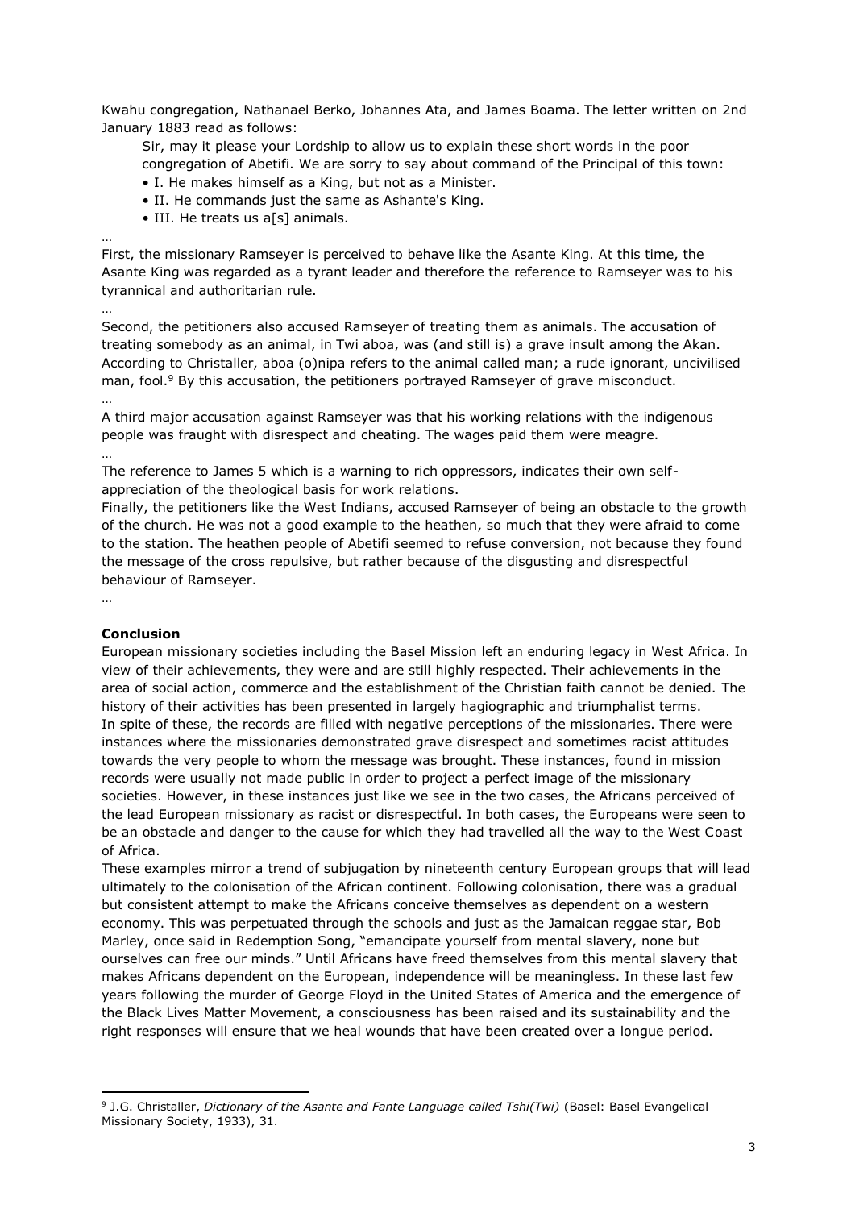Kwahu congregation, Nathanael Berko, Johannes Ata, and James Boama. The letter written on 2nd January 1883 read as follows:

> Sir, may it please your Lordship to allow us to explain these short words in the poor congregation of Abetifi. We are sorry to say about command of the Principal of this town:
>
> - I. He makes himself as a King, but not as a Minister.
> - II. He commands just the same as Ashante's King.
> - III. He treats us a[s] animals.

…

First, the missionary Ramseyer is perceived to behave like the Asante King. At this time, the Asante King was regarded as a tyrant leader and therefore the reference to Ramseyer was to his tyrannical and authoritarian rule.

…

Second, the petitioners also accused Ramseyer of treating them as animals. The accusation of treating somebody as an animal, in Twi aboa, was (and still is) a grave insult among the Akan. According to Christaller, aboa (o)nipa refers to the animal called man; a rude ignorant, uncivilised man, fool.[9] By this accusation, the petitioners portrayed Ramseyer of grave misconduct.

…

A third major accusation against Ramseyer was that his working relations with the indigenous people was fraught with disrespect and cheating. The wages paid them were meagre.

…

The reference to James 5 which is a warning to rich oppressors, indicates their own self-appreciation of the theological basis for work relations.

Finally, the petitioners like the West Indians, accused Ramseyer of being an obstacle to the growth of the church. He was not a good example to the heathen, so much that they were afraid to come to the station. The heathen people of Abetifi seemed to refuse conversion, not because they found the message of the cross repulsive, but rather because of the disgusting and disrespectful behaviour of Ramseyer.

…

**Conclusion**

European missionary societies including the Basel Mission left an enduring legacy in West Africa. In view of their achievements, they were and are still highly respected. Their achievements in the area of social action, commerce and the establishment of the Christian faith cannot be denied. The history of their activities has been presented in largely hagiographic and triumphalist terms.

In spite of these, the records are filled with negative perceptions of the missionaries. There were instances where the missionaries demonstrated grave disrespect and sometimes racist attitudes towards the very people to whom the message was brought. These instances, found in mission records were usually not made public in order to project a perfect image of the missionary societies. However, in these instances just like we see in the two cases, the Africans perceived of the lead European missionary as racist or disrespectful. In both cases, the Europeans were seen to be an obstacle and danger to the cause for which they had travelled all the way to the West Coast of Africa.

These examples mirror a trend of subjugation by nineteenth century European groups that will lead ultimately to the colonisation of the African continent. Following colonisation, there was a gradual but consistent attempt to make the Africans conceive themselves as dependent on a western economy. This was perpetuated through the schools and just as the Jamaican reggae star, Bob Marley, once said in Redemption Song, "emancipate yourself from mental slavery, none but ourselves can free our minds." Until Africans have freed themselves from this mental slavery that makes Africans dependent on the European, independence will be meaningless. In these last few years following the murder of George Floyd in the United States of America and the emergence of the Black Lives Matter Movement, a consciousness has been raised and its sustainability and the right responses will ensure that we heal wounds that have been created over a longue period.

---

[9] J.G. Christaller, *Dictionary of the Asante and Fante Language called Tshi(Twi)* (Basel: Basel Evangelical Missionary Society, 1933), 31.